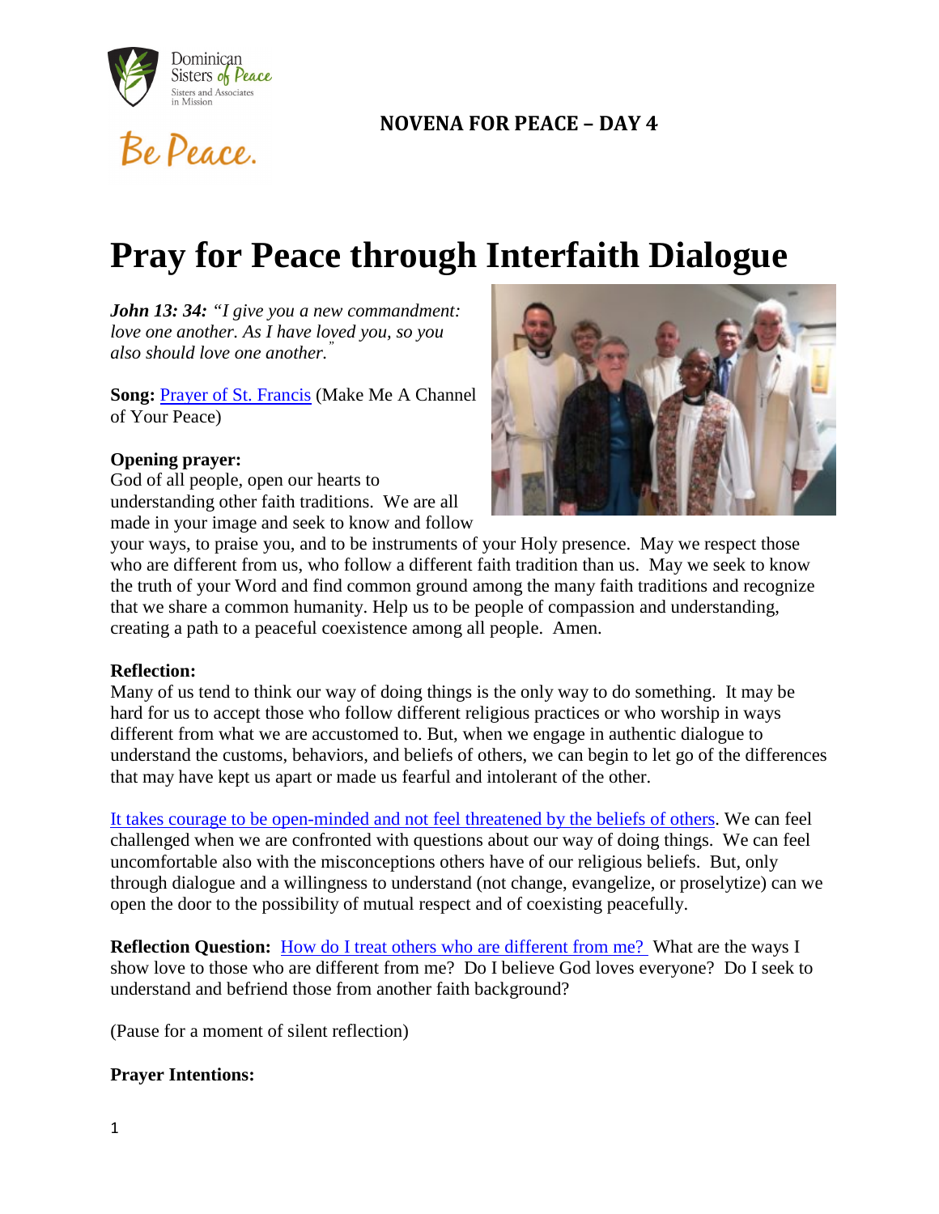Dominican Sisters of Peace
Sisters and Associates in Mission

Be Peace.

## NOVENA FOR PEACE – DAY 4

# Pray for Peace through Interfaith Dialogue

***John 13: 34:*** *"I give you a new commandment: love one another. As I have loved you, so you also should love one another."*

**Song:** Prayer of St. Francis (Make Me A Channel of Your Peace)

**Opening prayer:**
God of all people, open our hearts to understanding other faith traditions. We are all made in your image and seek to know and follow your ways, to praise you, and to be instruments of your Holy presence. May we respect those who are different from us, who follow a different faith tradition than us. May we seek to know the truth of your Word and find common ground among the many faith traditions and recognize that we share a common humanity. Help us to be people of compassion and understanding, creating a path to a peaceful coexistence among all people. Amen.

**Reflection:**
Many of us tend to think our way of doing things is the only way to do something. It may be hard for us to accept those who follow different religious practices or who worship in ways different from what we are accustomed to. But, when we engage in authentic dialogue to understand the customs, behaviors, and beliefs of others, we can begin to let go of the differences that may have kept us apart or made us fearful and intolerant of the other.

It takes courage to be open-minded and not feel threatened by the beliefs of others. We can feel challenged when we are confronted with questions about our way of doing things. We can feel uncomfortable also with the misconceptions others have of our religious beliefs. But, only through dialogue and a willingness to understand (not change, evangelize, or proselytize) can we open the door to the possibility of mutual respect and of coexisting peacefully.

**Reflection Question:** How do I treat others who are different from me? What are the ways I show love to those who are different from me? Do I believe God loves everyone? Do I seek to understand and befriend those from another faith background?

(Pause for a moment of silent reflection)

**Prayer Intentions:**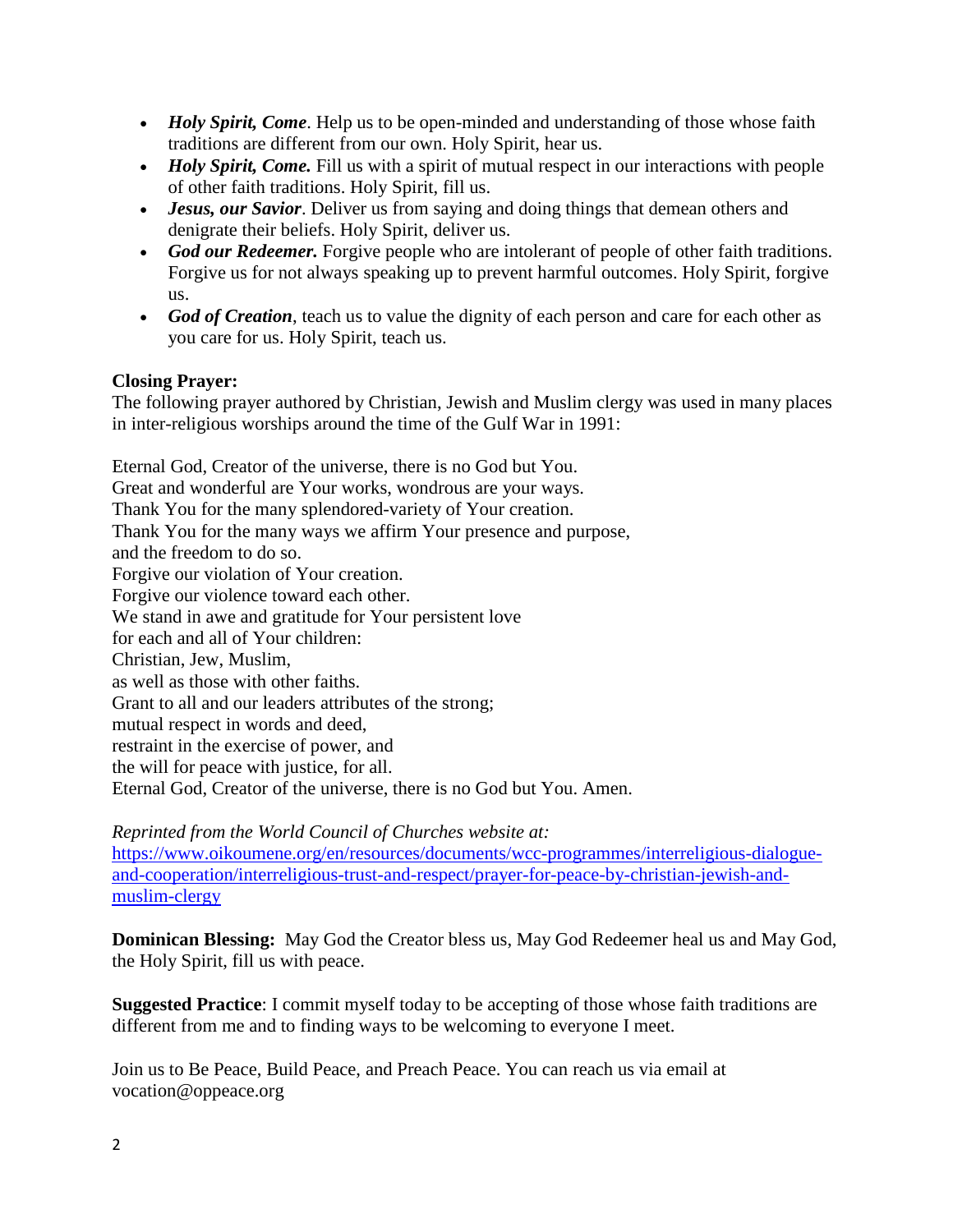- ***Holy Spirit, Come***. Help us to be open-minded and understanding of those whose faith traditions are different from our own. Holy Spirit, hear us.
- ***Holy Spirit, Come.*** Fill us with a spirit of mutual respect in our interactions with people of other faith traditions. Holy Spirit, fill us.
- ***Jesus, our Savior***. Deliver us from saying and doing things that demean others and denigrate their beliefs. Holy Spirit, deliver us.
- ***God our Redeemer.*** Forgive people who are intolerant of people of other faith traditions. Forgive us for not always speaking up to prevent harmful outcomes. Holy Spirit, forgive us.
- ***God of Creation***, teach us to value the dignity of each person and care for each other as you care for us. Holy Spirit, teach us.

**Closing Prayer:**
The following prayer authored by Christian, Jewish and Muslim clergy was used in many places in inter-religious worships around the time of the Gulf War in 1991:

Eternal God, Creator of the universe, there is no God but You.
Great and wonderful are Your works, wondrous are your ways.
Thank You for the many splendored-variety of Your creation.
Thank You for the many ways we affirm Your presence and purpose,
and the freedom to do so.
Forgive our violation of Your creation.
Forgive our violence toward each other.
We stand in awe and gratitude for Your persistent love
for each and all of Your children:
Christian, Jew, Muslim,
as well as those with other faiths.
Grant to all and our leaders attributes of the strong;
mutual respect in words and deed,
restraint in the exercise of power, and
the will for peace with justice, for all.
Eternal God, Creator of the universe, there is no God but You. Amen.

*Reprinted from the World Council of Churches website at:*
[https://www.oikoumene.org/en/resources/documents/wcc-programmes/interreligious-dialogue-and-cooperation/interreligious-trust-and-respect/prayer-for-peace-by-christian-jewish-and-muslim-clergy](https://www.oikoumene.org/en/resources/documents/wcc-programmes/interreligious-dialogue-and-cooperation/interreligious-trust-and-respect/prayer-for-peace-by-christian-jewish-and-muslim-clergy)

**Dominican Blessing:** May God the Creator bless us, May God Redeemer heal us and May God, the Holy Spirit, fill us with peace.

**Suggested Practice**: I commit myself today to be accepting of those whose faith traditions are different from me and to finding ways to be welcoming to everyone I meet.

Join us to Be Peace, Build Peace, and Preach Peace. You can reach us via email at vocation@oppeace.org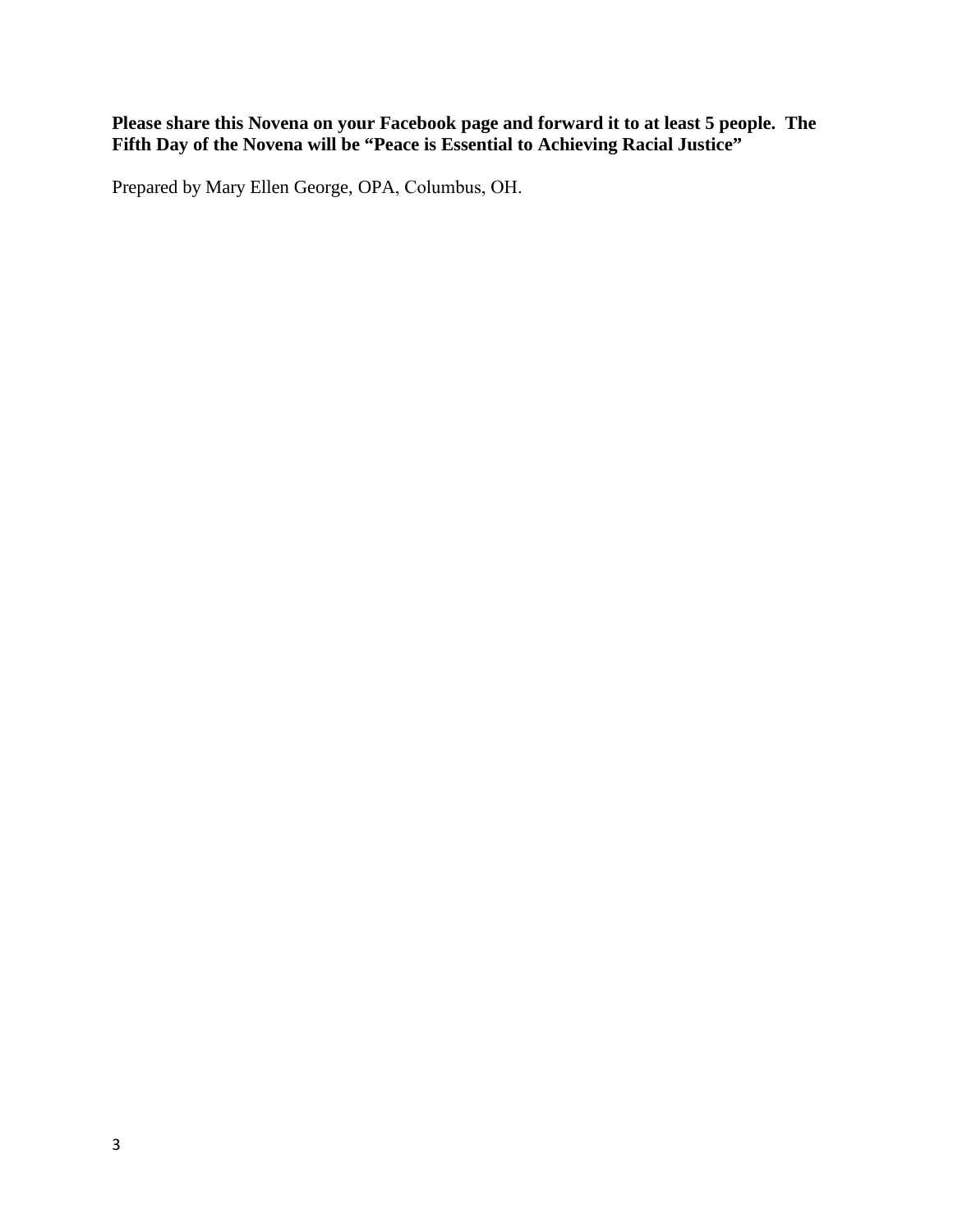**Please share this Novena on your Facebook page and forward it to at least 5 people. The Fifth Day of the Novena will be "Peace is Essential to Achieving Racial Justice"**

Prepared by Mary Ellen George, OPA, Columbus, OH.